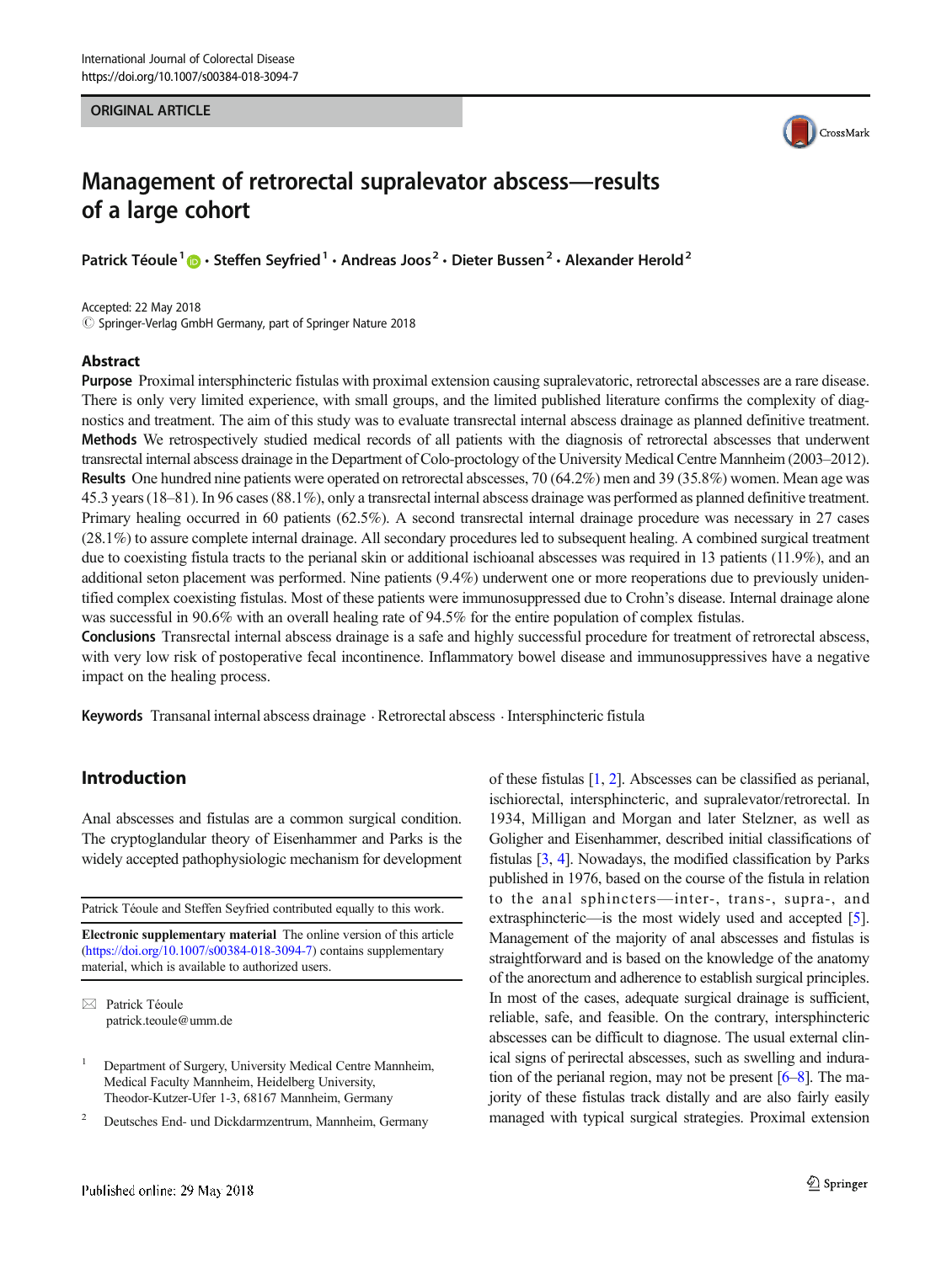ORIGINAL ARTICLE

# Management of retrorectal supralevator abscess—results of a large cohort

**Patrick Téoule[1] · Steffen Seyfried[1] · Andreas Joos[2] · Dieter Bussen[2] · Alexander Herold[2]**

Accepted: 22 May 2018
© Springer-Verlag GmbH Germany, part of Springer Nature 2018

## Abstract

**Purpose** Proximal intersphincteric fistulas with proximal extension causing supralevatoric, retrorectal abscesses are a rare disease. There is only very limited experience, with small groups, and the limited published literature confirms the complexity of diagnostics and treatment. The aim of this study was to evaluate transrectal internal abscess drainage as planned definitive treatment.

**Methods** We retrospectively studied medical records of all patients with the diagnosis of retrorectal abscesses that underwent transrectal internal abscess drainage in the Department of Colo-proctology of the University Medical Centre Mannheim (2003–2012).

**Results** One hundred nine patients were operated on retrorectal abscesses, 70 (64.2%) men and 39 (35.8%) women. Mean age was 45.3 years (18–81). In 96 cases (88.1%), only a transrectal internal abscess drainage was performed as planned definitive treatment. Primary healing occurred in 60 patients (62.5%). A second transrectal internal drainage procedure was necessary in 27 cases (28.1%) to assure complete internal drainage. All secondary procedures led to subsequent healing. A combined surgical treatment due to coexisting fistula tracts to the perianal skin or additional ischioanal abscesses was required in 13 patients (11.9%), and an additional seton placement was performed. Nine patients (9.4%) underwent one or more reoperations due to previously unidentified complex coexisting fistulas. Most of these patients were immunosuppressed due to Crohn's disease. Internal drainage alone was successful in 90.6% with an overall healing rate of 94.5% for the entire population of complex fistulas.

**Conclusions** Transrectal internal abscess drainage is a safe and highly successful procedure for treatment of retrorectal abscess, with very low risk of postoperative fecal incontinence. Inflammatory bowel disease and immunosuppressives have a negative impact on the healing process.

**Keywords** Transanal internal abscess drainage · Retrorectal abscess · Intersphincteric fistula

## Introduction

Anal abscesses and fistulas are a common surgical condition. The cryptoglandular theory of Eisenhammer and Parks is the widely accepted pathophysiologic mechanism for development of these fistulas [1, 2]. Abscesses can be classified as perianal, ischiorectal, intersphincteric, and supralevator/retrorectal. In 1934, Milligan and Morgan and later Stelzner, as well as Goligher and Eisenhammer, described initial classifications of fistulas [3, 4]. Nowadays, the modified classification by Parks published in 1976, based on the course of the fistula in relation to the anal sphincters—inter-, trans-, supra-, and extrasphincteric—is the most widely used and accepted [5]. Management of the majority of anal abscesses and fistulas is straightforward and is based on the knowledge of the anatomy of the anorectum and adherence to establish surgical principles. In most of the cases, adequate surgical drainage is sufficient, reliable, safe, and feasible. On the contrary, intersphincteric abscesses can be difficult to diagnose. The usual external clinical signs of perirectal abscesses, such as swelling and induration of the perianal region, may not be present [6–8]. The majority of these fistulas track distally and are also fairly easily managed with typical surgical strategies. Proximal extension

---

Patrick Téoule and Steffen Seyfried contributed equally to this work.

**Electronic supplementary material** The online version of this article (https://doi.org/10.1007/s00384-018-3094-7) contains supplementary material, which is available to authorized users.

✉ Patrick Téoule
patrick.teoule@umm.de

[1] Department of Surgery, University Medical Centre Mannheim, Medical Faculty Mannheim, Heidelberg University, Theodor-Kutzer-Ufer 1-3, 68167 Mannheim, Germany

[2] Deutsches End- und Dickdarmzentrum, Mannheim, Germany

Published online: 29 May 2018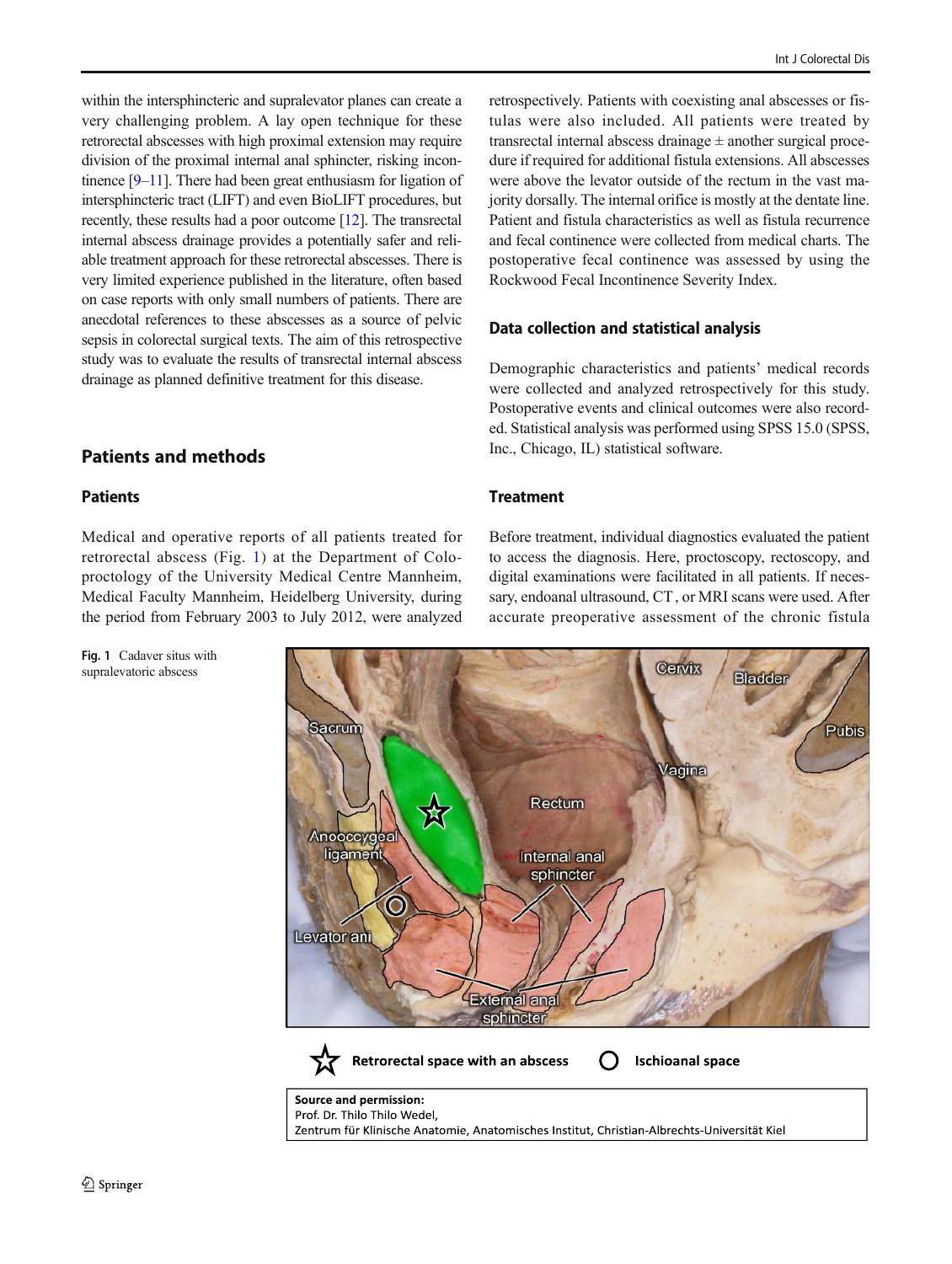within the intersphincteric and supralevator planes can create a very challenging problem. A lay open technique for these retrorectal abscesses with high proximal extension may require division of the proximal internal anal sphincter, risking incontinence [9–11]. There had been great enthusiasm for ligation of intersphincteric tract (LIFT) and even BioLIFT procedures, but recently, these results had a poor outcome [12]. The transrectal internal abscess drainage provides a potentially safer and reliable treatment approach for these retrorectal abscesses. There is very limited experience published in the literature, often based on case reports with only small numbers of patients. There are anecdotal references to these abscesses as a source of pelvic sepsis in colorectal surgical texts. The aim of this retrospective study was to evaluate the results of transrectal internal abscess drainage as planned definitive treatment for this disease.

## Patients and methods

### Patients

Medical and operative reports of all patients treated for retrorectal abscess (Fig. 1) at the Department of Coloproctology of the University Medical Centre Mannheim, Medical Faculty Mannheim, Heidelberg University, during the period from February 2003 to July 2012, were analyzed retrospectively. Patients with coexisting anal abscesses or fistulas were also included. All patients were treated by transrectal internal abscess drainage ± another surgical procedure if required for additional fistula extensions. All abscesses were above the levator outside of the rectum in the vast majority dorsally. The internal orifice is mostly at the dentate line. Patient and fistula characteristics as well as fistula recurrence and fecal continence were collected from medical charts. The postoperative fecal continence was assessed by using the Rockwood Fecal Incontinence Severity Index.

### Data collection and statistical analysis

Demographic characteristics and patients' medical records were collected and analyzed retrospectively for this study. Postoperative events and clinical outcomes were also recorded. Statistical analysis was performed using SPSS 15.0 (SPSS, Inc., Chicago, IL) statistical software.

### Treatment

Before treatment, individual diagnostics evaluated the patient to access the diagnosis. Here, proctoscopy, rectoscopy, and digital examinations were facilitated in all patients. If necessary, endoanal ultrasound, CT, or MRI scans were used. After accurate preoperative assessment of the chronic fistula

**Fig. 1** Cadaver situs with supralevatoric abscess

Source and permission:
Prof. Dr. Thilo Thilo Wedel,
Zentrum für Klinische Anatomie, Anatomisches Institut, Christian-Albrechts-Universität Kiel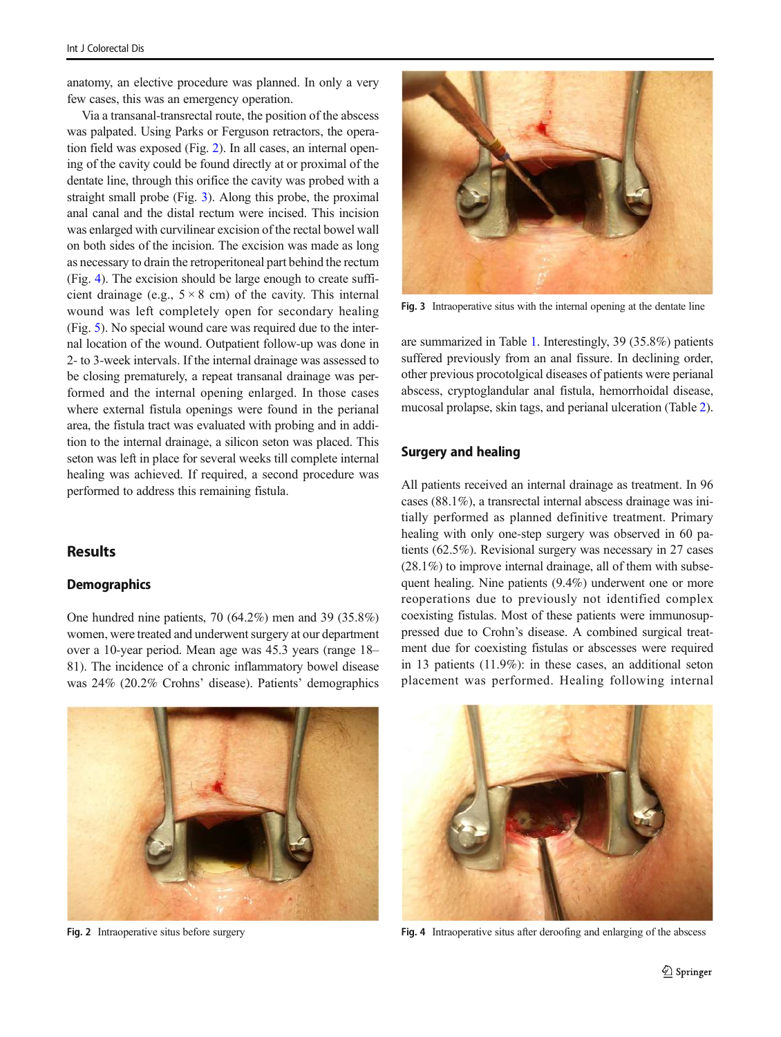anatomy, an elective procedure was planned. In only a very few cases, this was an emergency operation.

Via a transanal-transrectal route, the position of the abscess was palpated. Using Parks or Ferguson retractors, the operation field was exposed (Fig. 2). In all cases, an internal opening of the cavity could be found directly at or proximal of the dentate line, through this orifice the cavity was probed with a straight small probe (Fig. 3). Along this probe, the proximal anal canal and the distal rectum were incised. This incision was enlarged with curvilinear excision of the rectal bowel wall on both sides of the incision. The excision was made as long as necessary to drain the retroperitoneal part behind the rectum (Fig. 4). The excision should be large enough to create sufficient drainage (e.g., 5 × 8 cm) of the cavity. This internal wound was left completely open for secondary healing (Fig. 5). No special wound care was required due to the internal location of the wound. Outpatient follow-up was done in 2- to 3-week intervals. If the internal drainage was assessed to be closing prematurely, a repeat transanal drainage was performed and the internal opening enlarged. In those cases where external fistula openings were found in the perianal area, the fistula tract was evaluated with probing and in addition to the internal drainage, a silicon seton was placed. This seton was left in place for several weeks till complete internal healing was achieved. If required, a second procedure was performed to address this remaining fistula.

## Results

### Demographics

One hundred nine patients, 70 (64.2%) men and 39 (35.8%) women, were treated and underwent surgery at our department over a 10-year period. Mean age was 45.3 years (range 18–81). The incidence of a chronic inflammatory bowel disease was 24% (20.2% Crohns' disease). Patients' demographics are summarized in Table 1. Interestingly, 39 (35.8%) patients suffered previously from an anal fissure. In declining order, other previous procotolgical diseases of patients were perianal abscess, cryptoglandular anal fistula, hemorrhoidal disease, mucosal prolapse, skin tags, and perianal ulceration (Table 2).

### Surgery and healing

All patients received an internal drainage as treatment. In 96 cases (88.1%), a transrectal internal abscess drainage was initially performed as planned definitive treatment. Primary healing with only one-step surgery was observed in 60 patients (62.5%). Revisional surgery was necessary in 27 cases (28.1%) to improve internal drainage, all of them with subsequent healing. Nine patients (9.4%) underwent one or more reoperations due to previously not identified complex coexisting fistulas. Most of these patients were immunosuppressed due to Crohn's disease. A combined surgical treatment due for coexisting fistulas or abscesses were required in 13 patients (11.9%): in these cases, an additional seton placement was performed. Healing following internal

Fig. 3 Intraoperative situs with the internal opening at the dentate line

Fig. 2 Intraoperative situs before surgery

Fig. 4 Intraoperative situs after deroofing and enlarging of the abscess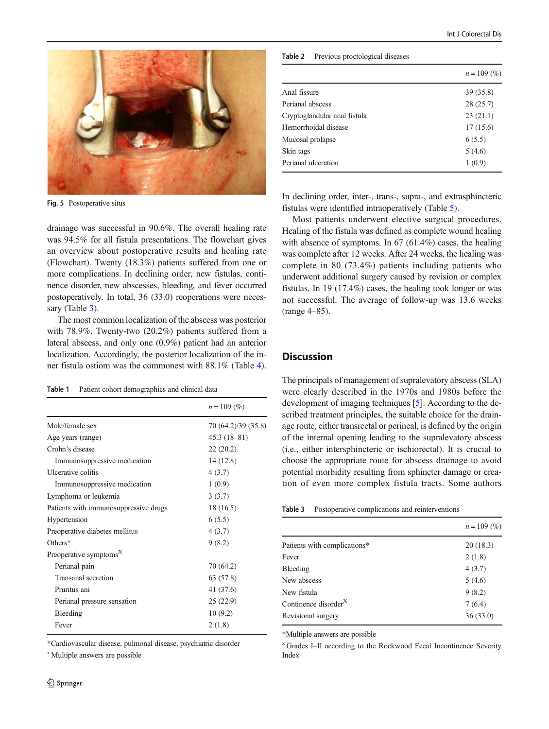Fig. 5 Postoperative situs

drainage was successful in 90.6%. The overall healing rate was 94.5% for all fistula presentations. The flowchart gives an overview about postoperative results and healing rate (Flowchart). Twenty (18.3%) patients suffered from one or more complications. In declining order, new fistulas, continence disorder, new abscesses, bleeding, and fever occurred postoperatively. In total, 36 (33.0) reoperations were necessary (Table 3).

The most common localization of the abscess was posterior with 78.9%. Twenty-two (20.2%) patients suffered from a lateral abscess, and only one (0.9%) patient had an anterior localization. Accordingly, the posterior localization of the inner fistula ostiom was the commonest with 88.1% (Table 4).

Table 1 Patient cohort demographics and clinical data

| | n = 109 (%) |
|---|---|
| Male/female sex | 70 (64.2)/39 (35.8) |
| Age years (range) | 45.3 (18–81) |
| Crohn's disease | 22 (20.2) |
| Immunosuppressive medication | 14 (12.8) |
| Ulcerative colitis | 4 (3.7) |
| Immunosuppressive medication | 1 (0.9) |
| Lymphoma or leukemia | 3 (3.7) |
| Patients with immunosuppressive drugs | 18 (16.5) |
| Hypertension | 6 (5.5) |
| Preoperative diabetes mellitus | 4 (3.7) |
| Others* | 9 (8.2) |
| Preoperative symptoms[x] | |
| Perianal pain | 70 (64.2) |
| Transanal secretion | 63 (57.8) |
| Pruritus ani | 41 (37.6) |
| Perianal pressure sensation | 25 (22.9) |
| Bleeding | 10 (9.2) |
| Fever | 2 (1.8) |

*Cardiovascular disease, pulmonal disease, psychiatric disorder

[x] Multiple answers are possible

Table 2 Previous proctological diseases

| | n = 109 (%) |
|---|---|
| Anal fissure | 39 (35.8) |
| Perianal abscess | 28 (25.7) |
| Cryptoglandular anal fistula | 23 (21.1) |
| Hemorrhoidal disease | 17 (15.6) |
| Mucosal prolapse | 6 (5.5) |
| Skin tags | 5 (4.6) |
| Perianal ulceration | 1 (0.9) |

In declining order, inter-, trans-, supra-, and extrasphincteric fistulas were identified intraoperatively (Table 5).

Most patients underwent elective surgical procedures. Healing of the fistula was defined as complete wound healing with absence of symptoms. In 67 (61.4%) cases, the healing was complete after 12 weeks. After 24 weeks, the healing was complete in 80 (73.4%) patients including patients who underwent additional surgery caused by revision or complex fistulas. In 19 (17.4%) cases, the healing took longer or was not successful. The average of follow-up was 13.6 weeks (range 4–85).

## Discussion

The principals of management of supralevatory abscess (SLA) were clearly described in the 1970s and 1980s before the development of imaging techniques [5]. According to the described treatment principles, the suitable choice for the drainage route, either transrectal or perineal, is defined by the origin of the internal opening leading to the supralevatory abscess (i.e., either intersphincteric or ischiorectal). It is crucial to choose the appropriate route for abscess drainage to avoid potential morbidity resulting from sphincter damage or creation of even more complex fistula tracts. Some authors

Table 3 Postoperative complications and reinterventions

| | n = 109 (%) |
|---|---|
| Patients with complications* | 20 (18.3) |
| Fever | 2 (1.8) |
| Bleeding | 4 (3.7) |
| New abscess | 5 (4.6) |
| New fistula | 9 (8.2) |
| Continence disorder[x] | 7 (6.4) |
| Revisional surgery | 36 (33.0) |

*Multiple answers are possible

[x] Grades I–II according to the Rockwood Fecal Incontinence Severity Index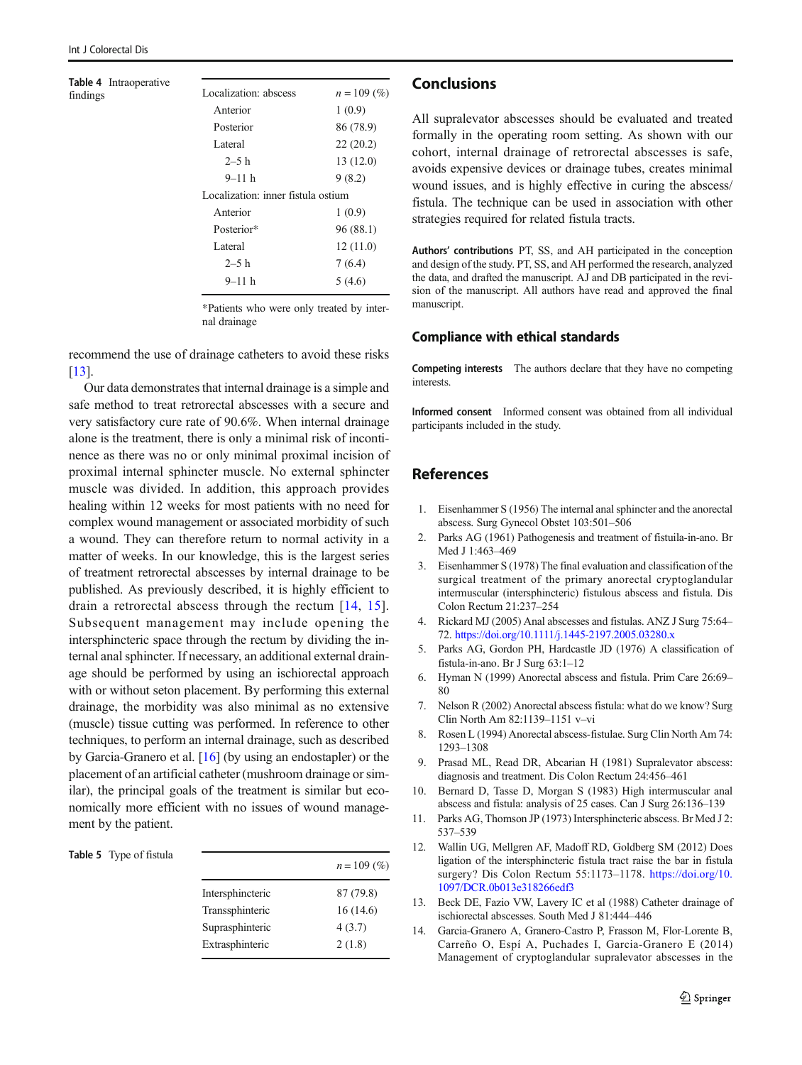**Table 4** Intraoperative findings

| Localization: abscess | $n = 109$ (%) |
|---|---|
| Anterior | 1 (0.9) |
| Posterior | 86 (78.9) |
| Lateral | 22 (20.2) |
| 2–5 h | 13 (12.0) |
| 9–11 h | 9 (8.2) |
| Localization: inner fistula ostium | |
| Anterior | 1 (0.9) |
| Posterior* | 96 (88.1) |
| Lateral | 12 (11.0) |
| 2–5 h | 7 (6.4) |
| 9–11 h | 5 (4.6) |

*Patients who were only treated by internal drainage

recommend the use of drainage catheters to avoid these risks [13].

Our data demonstrates that internal drainage is a simple and safe method to treat retrorectal abscesses with a secure and very satisfactory cure rate of 90.6%. When internal drainage alone is the treatment, there is only a minimal risk of incontinence as there was no or only minimal proximal incision of proximal internal sphincter muscle. No external sphincter muscle was divided. In addition, this approach provides healing within 12 weeks for most patients with no need for complex wound management or associated morbidity of such a wound. They can therefore return to normal activity in a matter of weeks. In our knowledge, this is the largest series of treatment retrorectal abscesses by internal drainage to be published. As previously described, it is highly efficient to drain a retrorectal abscess through the rectum [14, 15]. Subsequent management may include opening the intersphincteric space through the rectum by dividing the internal anal sphincter. If necessary, an additional external drainage should be performed by using an ischiorectal approach with or without seton placement. By performing this external drainage, the morbidity was also minimal as no extensive (muscle) tissue cutting was performed. In reference to other techniques, to perform an internal drainage, such as described by Garcia-Granero et al. [16] (by using an endostapler) or the placement of an artificial catheter (mushroom drainage or similar), the principal goals of the treatment is similar but economically more efficient with no issues of wound management by the patient.

**Table 5** Type of fistula

| | $n = 109$ (%) |
|---|---|
| Intersphincteric | 87 (79.8) |
| Transsphinteric | 16 (14.6) |
| Suprasphinteric | 4 (3.7) |
| Extrasphinteric | 2 (1.8) |

## Conclusions

All supralevator abscesses should be evaluated and treated formally in the operating room setting. As shown with our cohort, internal drainage of retrorectal abscesses is safe, avoids expensive devices or drainage tubes, creates minimal wound issues, and is highly effective in curing the abscess/fistula. The technique can be used in association with other strategies required for related fistula tracts.

**Authors' contributions** PT, SS, and AH participated in the conception and design of the study. PT, SS, and AH performed the research, analyzed the data, and drafted the manuscript. AJ and DB participated in the revision of the manuscript. All authors have read and approved the final manuscript.

## Compliance with ethical standards

**Competing interests** The authors declare that they have no competing interests.

**Informed consent** Informed consent was obtained from all individual participants included in the study.

## References

1. Eisenhammer S (1956) The internal anal sphincter and the anorectal abscess. Surg Gynecol Obstet 103:501–506
2. Parks AG (1961) Pathogenesis and treatment of fistuila-in-ano. Br Med J 1:463–469
3. Eisenhammer S (1978) The final evaluation and classification of the surgical treatment of the primary anorectal cryptoglandular intermuscular (intersphincteric) fistulous abscess and fistula. Dis Colon Rectum 21:237–254
4. Rickard MJ (2005) Anal abscesses and fistulas. ANZ J Surg 75:64–72. https://doi.org/10.1111/j.1445-2197.2005.03280.x
5. Parks AG, Gordon PH, Hardcastle JD (1976) A classification of fistula-in-ano. Br J Surg 63:1–12
6. Hyman N (1999) Anorectal abscess and fistula. Prim Care 26:69–80
7. Nelson R (2002) Anorectal abscess fistula: what do we know? Surg Clin North Am 82:1139–1151 v–vi
8. Rosen L (1994) Anorectal abscess-fistulae. Surg Clin North Am 74: 1293–1308
9. Prasad ML, Read DR, Abcarian H (1981) Supralevator abscess: diagnosis and treatment. Dis Colon Rectum 24:456–461
10. Bernard D, Tasse D, Morgan S (1983) High intermuscular anal abscess and fistula: analysis of 25 cases. Can J Surg 26:136–139
11. Parks AG, Thomson JP (1973) Intersphincteric abscess. Br Med J 2: 537–539
12. Wallin UG, Mellgren AF, Madoff RD, Goldberg SM (2012) Does ligation of the intersphincteric fistula tract raise the bar in fistula surgery? Dis Colon Rectum 55:1173–1178. https://doi.org/10.1097/DCR.0b013e318266edf3
13. Beck DE, Fazio VW, Lavery IC et al (1988) Catheter drainage of ischiorectal abscesses. South Med J 81:444–446
14. Garcia-Granero A, Granero-Castro P, Frasson M, Flor-Lorente B, Carreño O, Espí A, Puchades I, Garcia-Granero E (2014) Management of cryptoglandular supralevator abscesses in the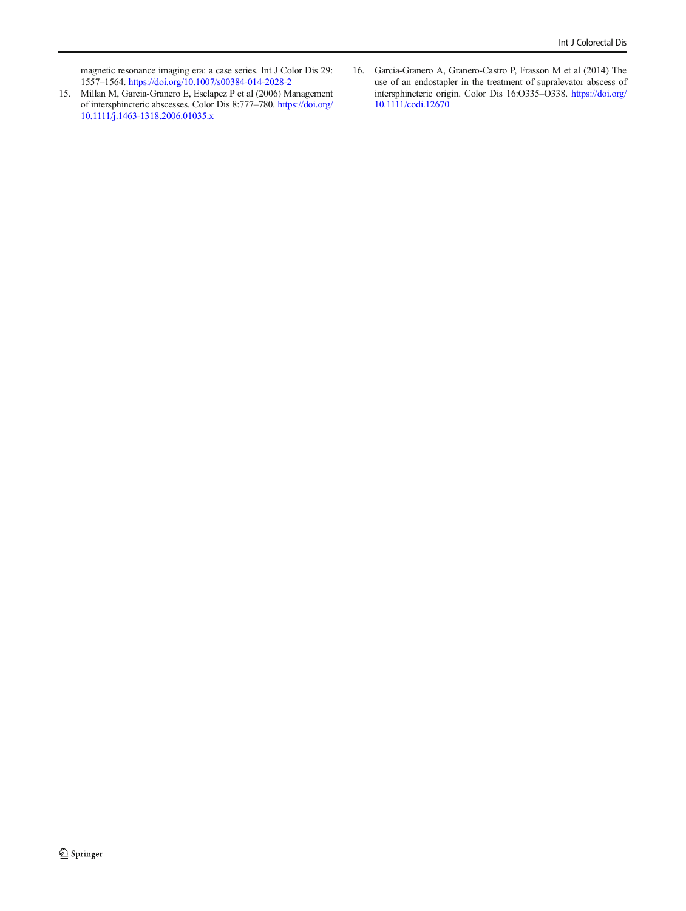magnetic resonance imaging era: a case series. Int J Color Dis 29: 1557–1564. https://doi.org/10.1007/s00384-014-2028-2

15. Millan M, Garcia-Granero E, Esclapez P et al (2006) Management of intersphincteric abscesses. Color Dis 8:777–780. https://doi.org/10.1111/j.1463-1318.2006.01035.x

16. Garcia-Granero A, Granero-Castro P, Frasson M et al (2014) The use of an endostapler in the treatment of supralevator abscess of intersphincteric origin. Color Dis 16:O335–O338. https://doi.org/10.1111/codi.12670